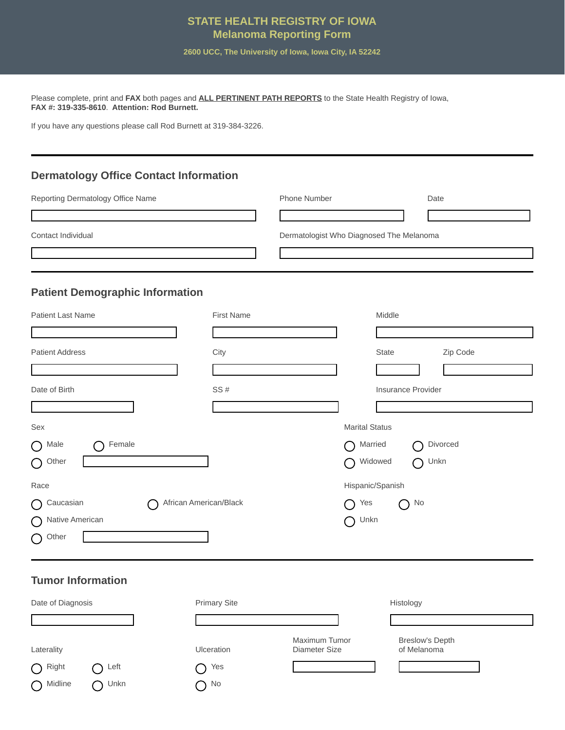# STATE HEALTH REGISTRY OF IOWA
## Melanoma Reporting Form

**2600 UCC, The University of Iowa, Iowa City, IA 52242**

Please complete, print and **FAX** both pages and **ALL PERTINENT PATH REPORTS** to the State Health Registry of Iowa, **FAX #: 319-335-8610**. **Attention: Rod Burnett.**

If you have any questions please call Rod Burnett at 319-384-3226.

---

## Dermatology Office Contact Information

Reporting Dermatology Office Name: ____________________

Phone Number: ____________________

Date: ____________________

Contact Individual: ____________________

Dermatologist Who Diagnosed The Melanoma: ____________________

---

## Patient Demographic Information

Patient Last Name: ____________________

First Name: ____________________

Middle: ____________________

Patient Address: ____________________

City: ____________________

State: ____________________

Zip Code: ____________________

Date of Birth: ____________________

SS #: ____________________

Insurance Provider: ____________________

Sex

- ◯ Male
- ◯ Female
- ◯ Other ____________________

Marital Status

- ◯ Married
- ◯ Divorced
- ◯ Widowed
- ◯ Unkn

Race

- ◯ Caucasian
- ◯ African American/Black
- ◯ Native American
- ◯ Other ____________________

Hispanic/Spanish

- ◯ Yes
- ◯ No
- ◯ Unkn

---

## Tumor Information

Date of Diagnosis: ____________________

Primary Site: ____________________

Histology: ____________________

Laterality

- ◯ Right
- ◯ Left
- ◯ Midline
- ◯ Unkn

Ulceration

- ◯ Yes
- ◯ No

Maximum Tumor Diameter Size: ____________________

Breslow's Depth of Melanoma: ____________________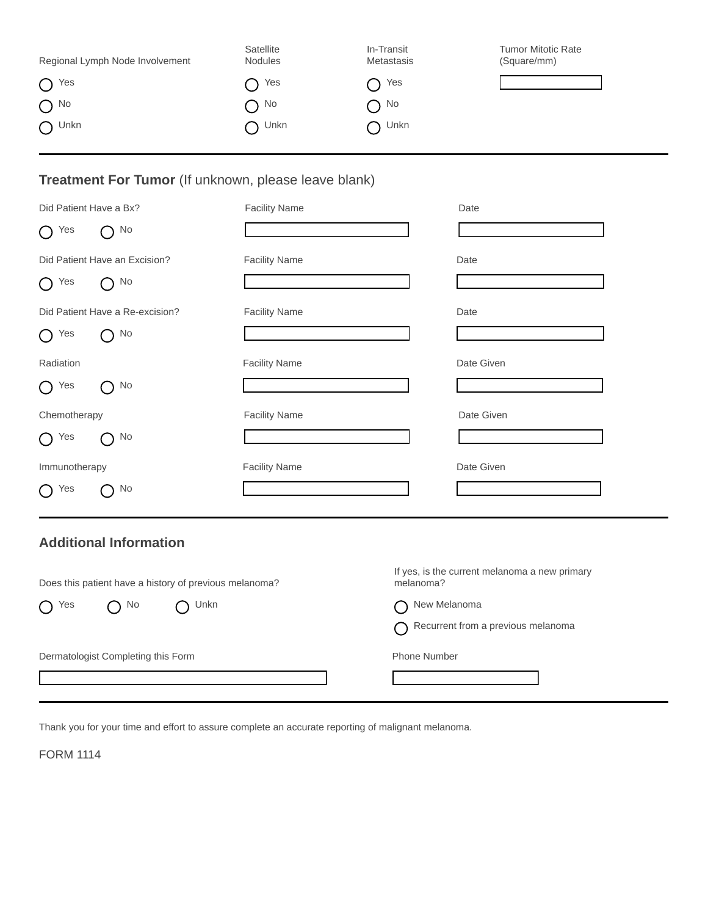| Regional Lymph Node Involvement | Satellite Nodules | In-Transit Metastasis | Tumor Mitotic Rate (Square/mm) |
|---|---|---|---|
| ◯ Yes | ◯ Yes | ◯ Yes | |
| ◯ No | ◯ No | ◯ No | |
| ◯ Unkn | ◯ Unkn | ◯ Unkn | |

---

## **Treatment For Tumor** (If unknown, please leave blank)

| Did Patient Have a Bx? | Facility Name | Date |
|---|---|---|
| ◯ Yes ◯ No | | |
| **Did Patient Have an Excision?** | **Facility Name** | **Date** |
| ◯ Yes ◯ No | | |
| **Did Patient Have a Re-excision?** | **Facility Name** | **Date** |
| ◯ Yes ◯ No | | |
| **Radiation** | **Facility Name** | **Date Given** |
| ◯ Yes ◯ No | | |
| **Chemotherapy** | **Facility Name** | **Date Given** |
| ◯ Yes ◯ No | | |
| **Immunotherapy** | **Facility Name** | **Date Given** |
| ◯ Yes ◯ No | | |

---

## Additional Information

Does this patient have a history of previous melanoma?

◯ Yes ◯ No ◯ Unkn

If yes, is the current melanoma a new primary melanoma?

◯ New Melanoma

◯ Recurrent from a previous melanoma

Dermatologist Completing this Form

Phone Number

---

Thank you for your time and effort to assure complete an accurate reporting of malignant melanoma.

FORM 1114